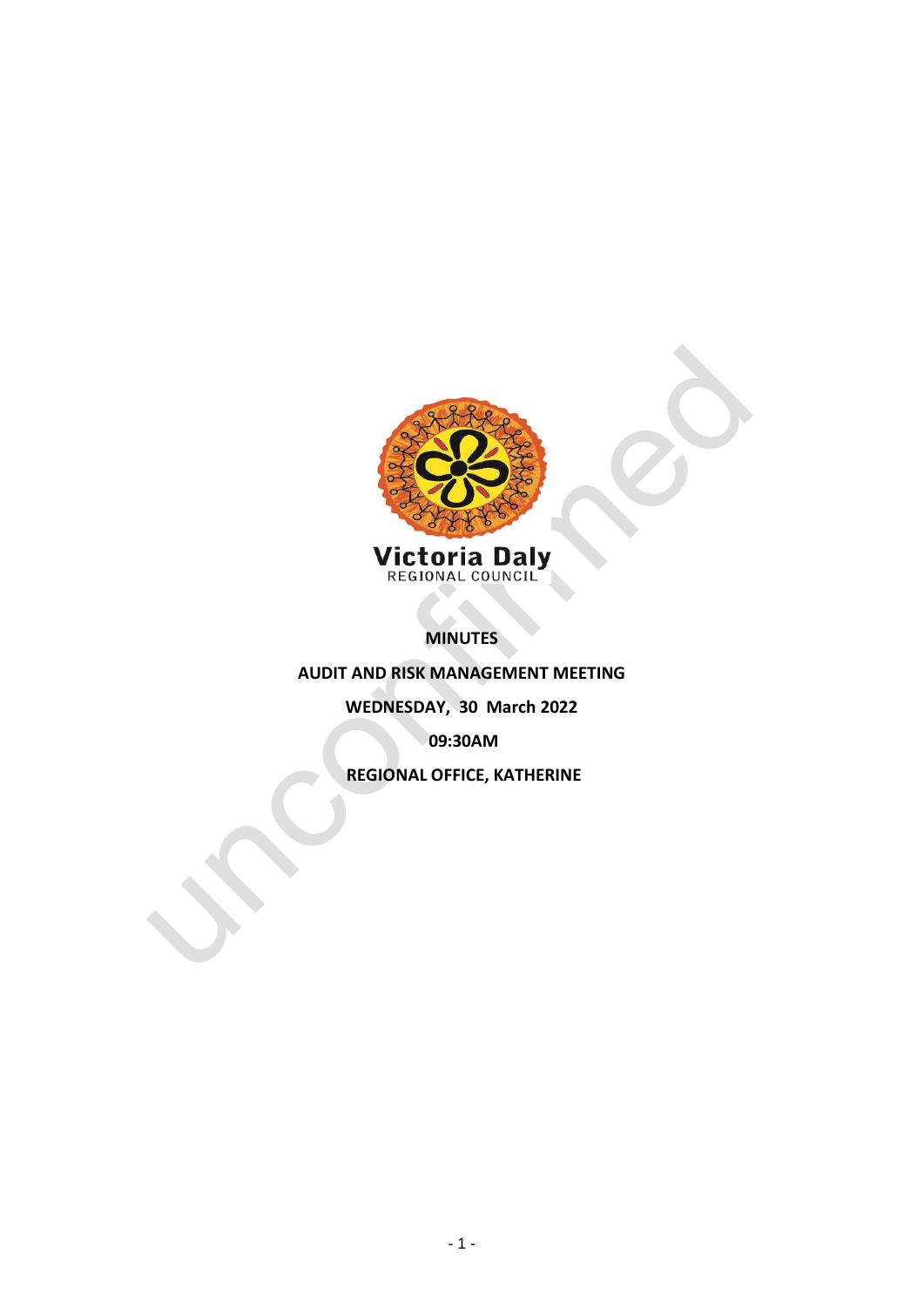Victoria Daly
REGIONAL COUNCIL

# MINUTES

**AUDIT AND RISK MANAGEMENT MEETING**

**WEDNESDAY, 30 March 2022**

**09:30AM**

**REGIONAL OFFICE, KATHERINE**

unconfirmed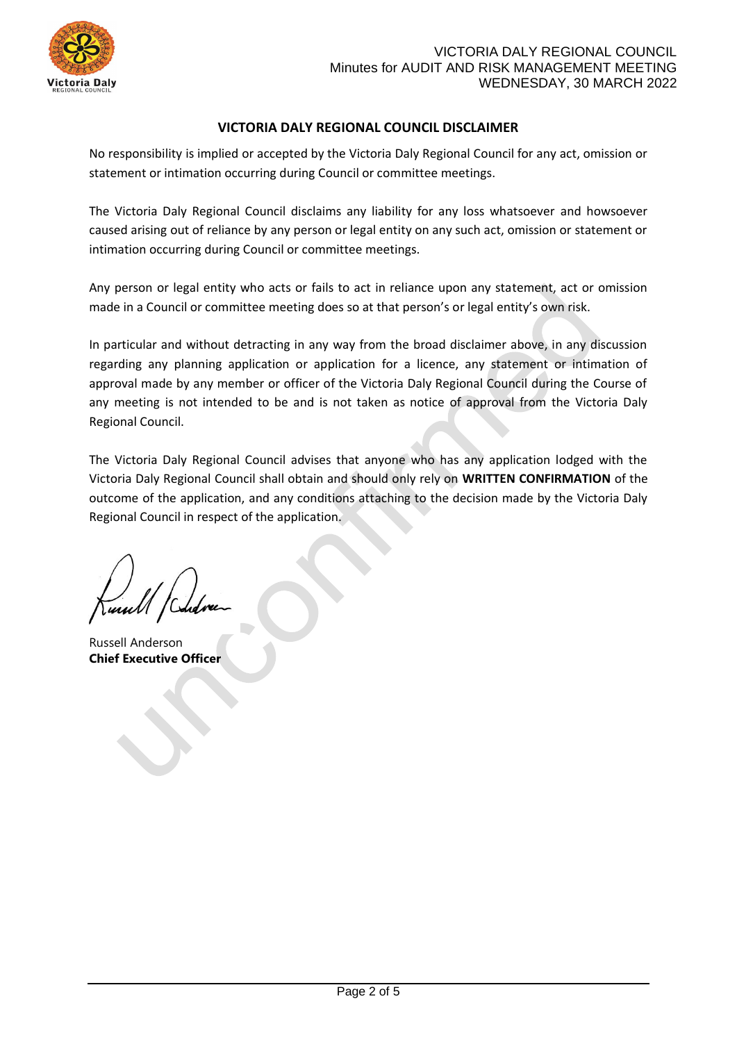## VICTORIA DALY REGIONAL COUNCIL DISCLAIMER

No responsibility is implied or accepted by the Victoria Daly Regional Council for any act, omission or statement or intimation occurring during Council or committee meetings.

The Victoria Daly Regional Council disclaims any liability for any loss whatsoever and howsoever caused arising out of reliance by any person or legal entity on any such act, omission or statement or intimation occurring during Council or committee meetings.

Any person or legal entity who acts or fails to act in reliance upon any statement, act or omission made in a Council or committee meeting does so at that person's or legal entity's own risk.

In particular and without detracting in any way from the broad disclaimer above, in any discussion regarding any planning application or application for a licence, any statement or intimation of approval made by any member or officer of the Victoria Daly Regional Council during the Course of any meeting is not intended to be and is not taken as notice of approval from the Victoria Daly Regional Council.

The Victoria Daly Regional Council advises that anyone who has any application lodged with the Victoria Daly Regional Council shall obtain and should only rely on **WRITTEN CONFIRMATION** of the outcome of the application, and any conditions attaching to the decision made by the Victoria Daly Regional Council in respect of the application.

Russell Anderson
**Chief Executive Officer**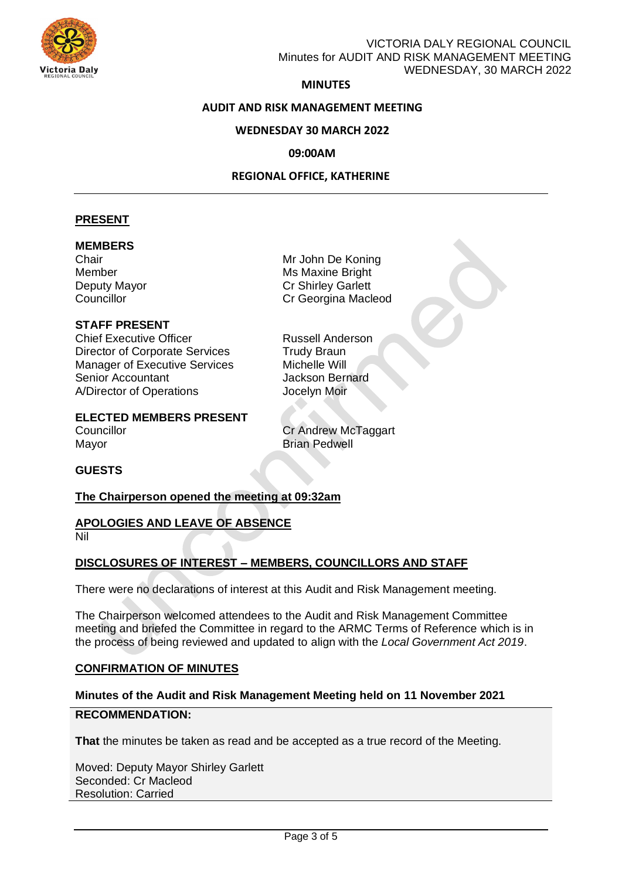**MINUTES**

**AUDIT AND RISK MANAGEMENT MEETING**

**WEDNESDAY 30 MARCH 2022**

**09:00AM**

**REGIONAL OFFICE, KATHERINE**

---

## PRESENT

### MEMBERS

| | |
|---|---|
| Chair | Mr John De Koning |
| Member | Ms Maxine Bright |
| Deputy Mayor | Cr Shirley Garlett |
| Councillor | Cr Georgina Macleod |

### STAFF PRESENT

| | |
|---|---|
| Chief Executive Officer | Russell Anderson |
| Director of Corporate Services | Trudy Braun |
| Manager of Executive Services | Michelle Will |
| Senior Accountant | Jackson Bernard |
| A/Director of Operations | Jocelyn Moir |

### ELECTED MEMBERS PRESENT

| | |
|---|---|
| Councillor | Cr Andrew McTaggart |
| Mayor | Brian Pedwell |

### GUESTS

**The Chairperson opened the meeting at 09:32am**

## APOLOGIES AND LEAVE OF ABSENCE

Nil

## DISCLOSURES OF INTEREST – MEMBERS, COUNCILLORS AND STAFF

There were no declarations of interest at this Audit and Risk Management meeting.

The Chairperson welcomed attendees to the Audit and Risk Management Committee meeting and briefed the Committee in regard to the ARMC Terms of Reference which is in the process of being reviewed and updated to align with the *Local Government Act 2019*.

## CONFIRMATION OF MINUTES

**Minutes of the Audit and Risk Management Meeting held on 11 November 2021**

**RECOMMENDATION:**

**That** the minutes be taken as read and be accepted as a true record of the Meeting.

Moved: Deputy Mayor Shirley Garlett
Seconded: Cr Macleod
Resolution: Carried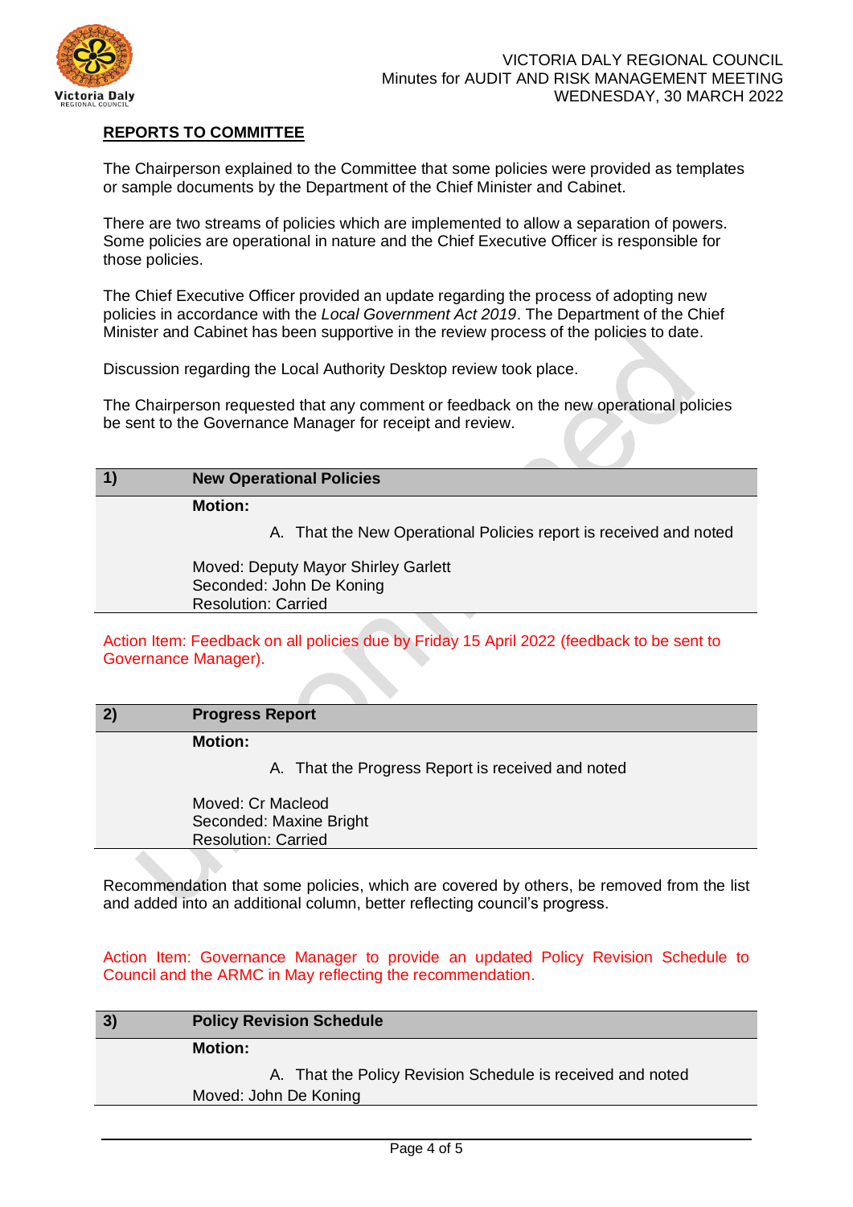## REPORTS TO COMMITTEE

The Chairperson explained to the Committee that some policies were provided as templates or sample documents by the Department of the Chief Minister and Cabinet.

There are two streams of policies which are implemented to allow a separation of powers. Some policies are operational in nature and the Chief Executive Officer is responsible for those policies.

The Chief Executive Officer provided an update regarding the process of adopting new policies in accordance with the *Local Government Act 2019*. The Department of the Chief Minister and Cabinet has been supportive in the review process of the policies to date.

Discussion regarding the Local Authority Desktop review took place.

The Chairperson requested that any comment or feedback on the new operational policies be sent to the Governance Manager for receipt and review.

| 1) | **New Operational Policies** |
|---|---|
| | **Motion:** |
| | A. That the New Operational Policies report is received and noted |
| | Moved: Deputy Mayor Shirley Garlett<br>Seconded: John De Koning<br>Resolution: Carried |

Action Item: Feedback on all policies due by Friday 15 April 2022 (feedback to be sent to Governance Manager).

| 2) | **Progress Report** |
|---|---|
| | **Motion:** |
| | A. That the Progress Report is received and noted |
| | Moved: Cr Macleod<br>Seconded: Maxine Bright<br>Resolution: Carried |

Recommendation that some policies, which are covered by others, be removed from the list and added into an additional column, better reflecting council's progress.

Action Item: Governance Manager to provide an updated Policy Revision Schedule to Council and the ARMC in May reflecting the recommendation.

| 3) | **Policy Revision Schedule** |
|---|---|
| | **Motion:** |
| | A. That the Policy Revision Schedule is received and noted |
| | Moved: John De Koning |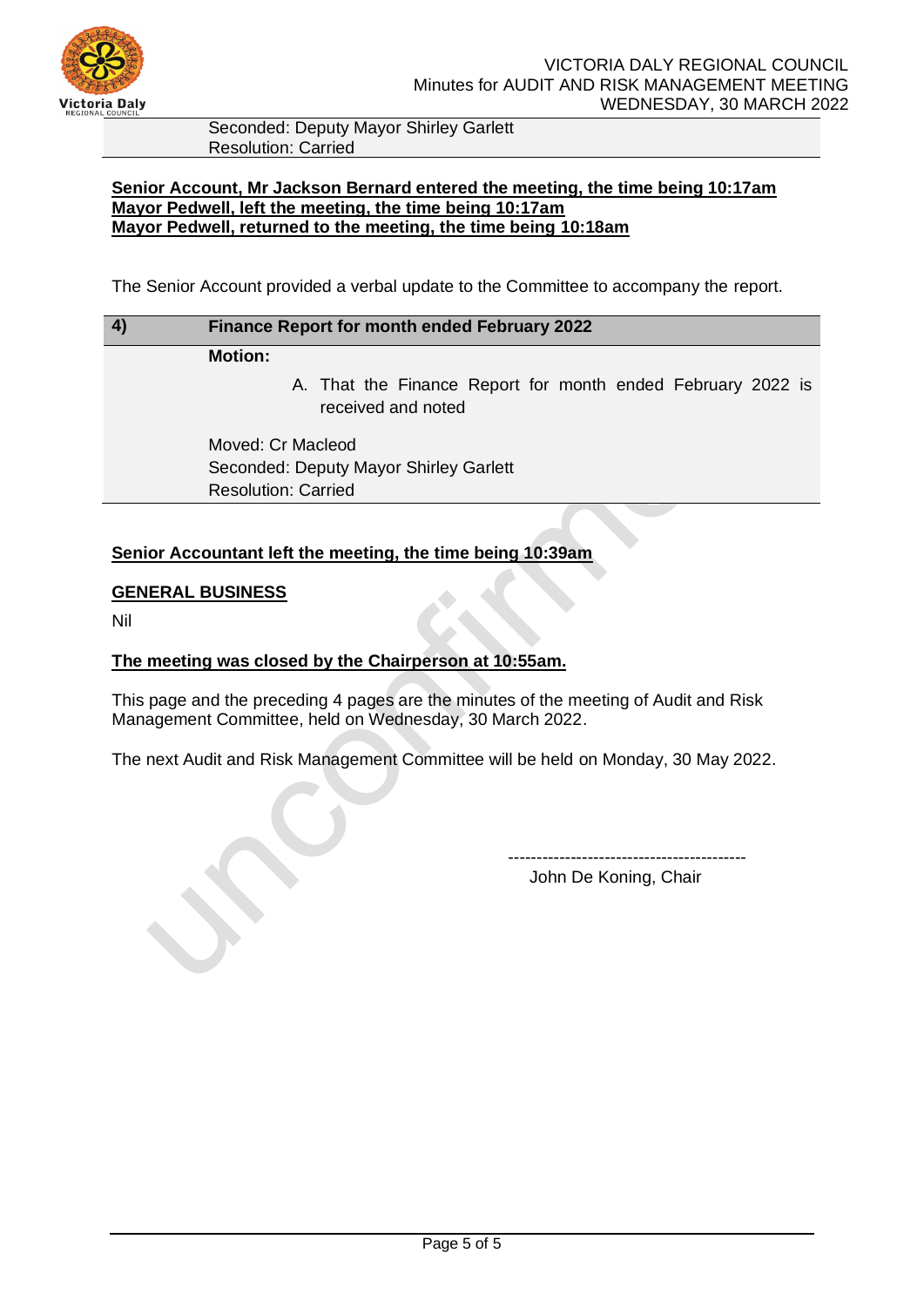Seconded: Deputy Mayor Shirley Garlett
Resolution: Carried

**Senior Account, Mr Jackson Bernard entered the meeting, the time being 10:17am**
**Mayor Pedwell, left the meeting, the time being 10:17am**
**Mayor Pedwell, returned to the meeting, the time being 10:18am**

The Senior Account provided a verbal update to the Committee to accompany the report.

| **4)** | **Finance Report for month ended February 2022** |
|---|---|

**Motion:**

A. That the Finance Report for month ended February 2022 is received and noted

Moved: Cr Macleod
Seconded: Deputy Mayor Shirley Garlett
Resolution: Carried

**Senior Accountant left the meeting, the time being 10:39am**

**GENERAL BUSINESS**

Nil

**The meeting was closed by the Chairperson at 10:55am.**

This page and the preceding 4 pages are the minutes of the meeting of Audit and Risk Management Committee, held on Wednesday, 30 March 2022.

The next Audit and Risk Management Committee will be held on Monday, 30 May 2022.

-----------------------------------------
John De Koning, Chair

unconfirmed